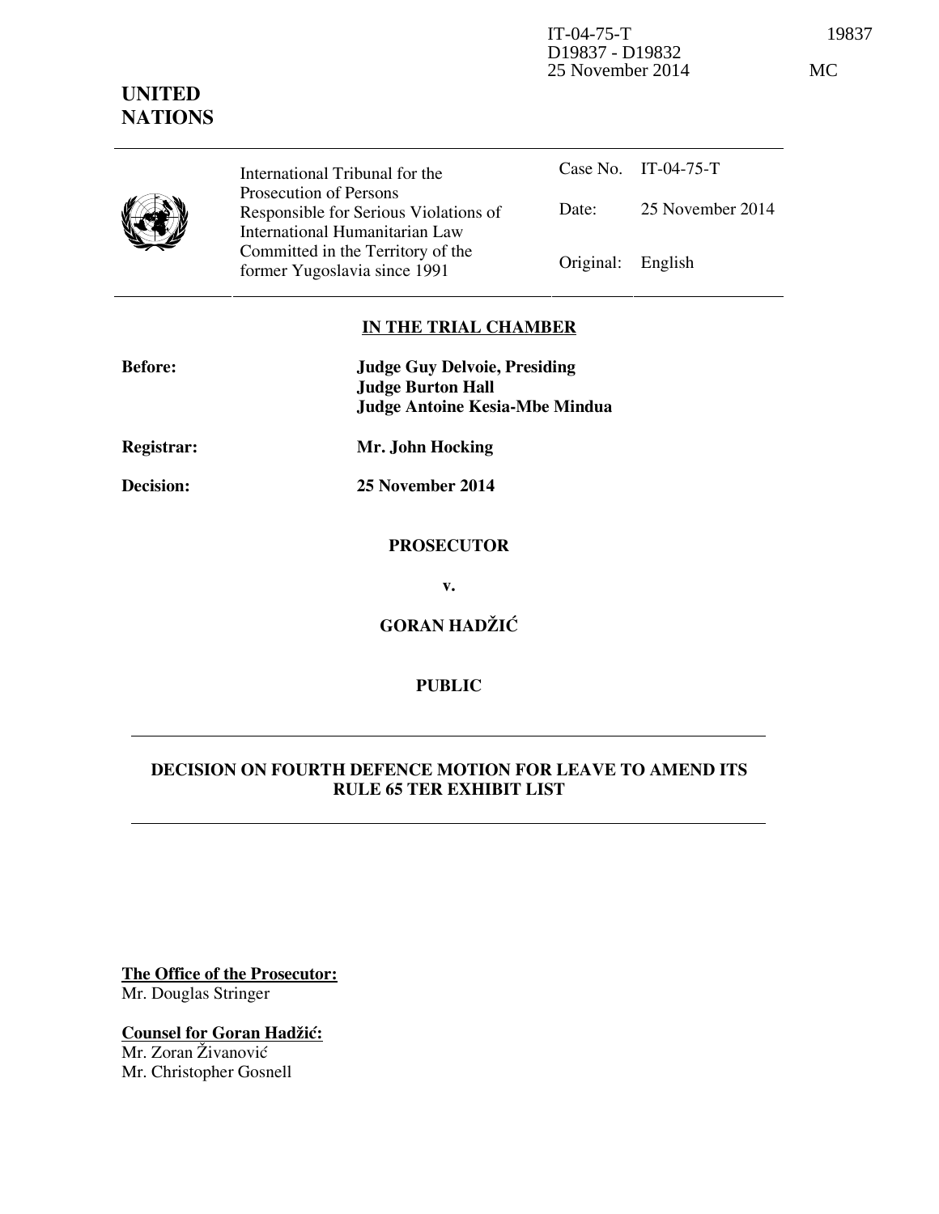IT-04-75-T 19837
D19837 - D19832
25 November 2014 MC

**UNITED NATIONS**

| International Tribunal for the Prosecution of Persons Responsible for Serious Violations of International Humanitarian Law Committed in the Territory of the former Yugoslavia since 1991 | Case No. | IT-04-75-T |
|---|---|---|
| | Date: | 25 November 2014 |
| | Original: | English |

**IN THE TRIAL CHAMBER**

**Before:** **Judge Guy Delvoie, Presiding**
**Judge Burton Hall**
**Judge Antoine Kesia-Mbe Mindua**

**Registrar:** **Mr. John Hocking**

**Decision:** **25 November 2014**

**PROSECUTOR**

**v.**

**GORAN HADŽIĆ**

**PUBLIC**

---

**DECISION ON FOURTH DEFENCE MOTION FOR LEAVE TO AMEND ITS RULE 65 TER EXHIBIT LIST**

---

**The Office of the Prosecutor:**
Mr. Douglas Stringer

**Counsel for Goran Hadžić:**
Mr. Zoran Živanović
Mr. Christopher Gosnell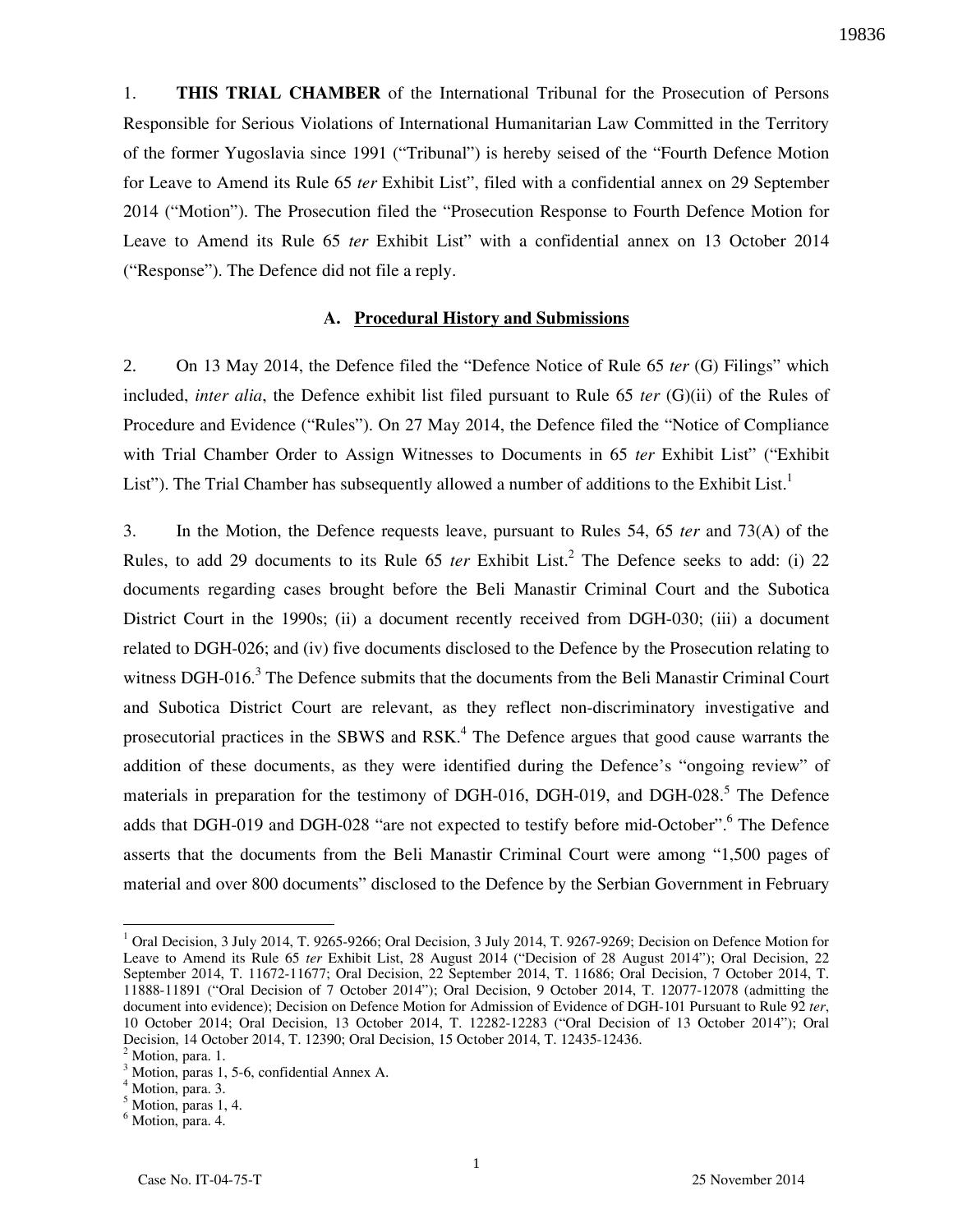1. **THIS TRIAL CHAMBER** of the International Tribunal for the Prosecution of Persons Responsible for Serious Violations of International Humanitarian Law Committed in the Territory of the former Yugoslavia since 1991 ("Tribunal") is hereby seised of the "Fourth Defence Motion for Leave to Amend its Rule 65 *ter* Exhibit List", filed with a confidential annex on 29 September 2014 ("Motion"). The Prosecution filed the "Prosecution Response to Fourth Defence Motion for Leave to Amend its Rule 65 *ter* Exhibit List" with a confidential annex on 13 October 2014 ("Response"). The Defence did not file a reply.

### A. Procedural History and Submissions

2. On 13 May 2014, the Defence filed the "Defence Notice of Rule 65 *ter* (G) Filings" which included, *inter alia*, the Defence exhibit list filed pursuant to Rule 65 *ter* (G)(ii) of the Rules of Procedure and Evidence ("Rules"). On 27 May 2014, the Defence filed the "Notice of Compliance with Trial Chamber Order to Assign Witnesses to Documents in 65 *ter* Exhibit List" ("Exhibit List"). The Trial Chamber has subsequently allowed a number of additions to the Exhibit List.[1]

3. In the Motion, the Defence requests leave, pursuant to Rules 54, 65 *ter* and 73(A) of the Rules, to add 29 documents to its Rule 65 *ter* Exhibit List.[2] The Defence seeks to add: (i) 22 documents regarding cases brought before the Beli Manastir Criminal Court and the Subotica District Court in the 1990s; (ii) a document recently received from DGH-030; (iii) a document related to DGH-026; and (iv) five documents disclosed to the Defence by the Prosecution relating to witness DGH-016.[3] The Defence submits that the documents from the Beli Manastir Criminal Court and Subotica District Court are relevant, as they reflect non-discriminatory investigative and prosecutorial practices in the SBWS and RSK.[4] The Defence argues that good cause warrants the addition of these documents, as they were identified during the Defence's "ongoing review" of materials in preparation for the testimony of DGH-016, DGH-019, and DGH-028.[5] The Defence adds that DGH-019 and DGH-028 "are not expected to testify before mid-October".[6] The Defence asserts that the documents from the Beli Manastir Criminal Court were among "1,500 pages of material and over 800 documents" disclosed to the Defence by the Serbian Government in February

---

[1] Oral Decision, 3 July 2014, T. 9265-9266; Oral Decision, 3 July 2014, T. 9267-9269; Decision on Defence Motion for Leave to Amend its Rule 65 *ter* Exhibit List, 28 August 2014 ("Decision of 28 August 2014"); Oral Decision, 22 September 2014, T. 11672-11677; Oral Decision, 22 September 2014, T. 11686; Oral Decision, 7 October 2014, T. 11888-11891 ("Oral Decision of 7 October 2014"); Oral Decision, 9 October 2014, T. 12077-12078 (admitting the document into evidence); Decision on Defence Motion for Admission of Evidence of DGH-101 Pursuant to Rule 92 *ter*, 10 October 2014; Oral Decision, 13 October 2014, T. 12282-12283 ("Oral Decision of 13 October 2014"); Oral Decision, 14 October 2014, T. 12390; Oral Decision, 15 October 2014, T. 12435-12436.

[2] Motion, para. 1.

[3] Motion, paras 1, 5-6, confidential Annex A.

[4] Motion, para. 3.

[5] Motion, paras 1, 4.

[6] Motion, para. 4.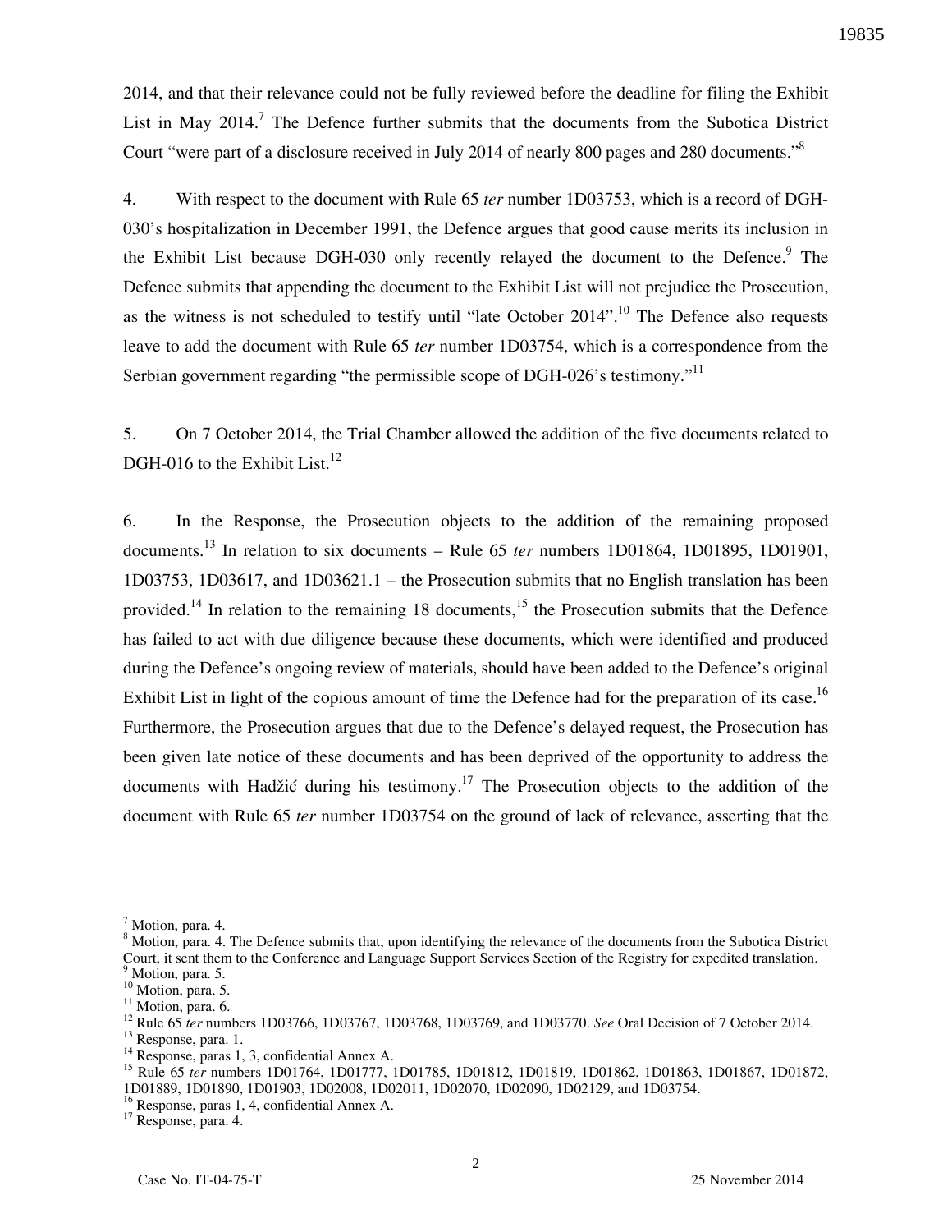2014, and that their relevance could not be fully reviewed before the deadline for filing the Exhibit List in May 2014.[7] The Defence further submits that the documents from the Subotica District Court "were part of a disclosure received in July 2014 of nearly 800 pages and 280 documents."[8]

4. With respect to the document with Rule 65 *ter* number 1D03753, which is a record of DGH-030's hospitalization in December 1991, the Defence argues that good cause merits its inclusion in the Exhibit List because DGH-030 only recently relayed the document to the Defence.[9] The Defence submits that appending the document to the Exhibit List will not prejudice the Prosecution, as the witness is not scheduled to testify until "late October 2014".[10] The Defence also requests leave to add the document with Rule 65 *ter* number 1D03754, which is a correspondence from the Serbian government regarding "the permissible scope of DGH-026's testimony."[11]

5. On 7 October 2014, the Trial Chamber allowed the addition of the five documents related to DGH-016 to the Exhibit List.[12]

6. In the Response, the Prosecution objects to the addition of the remaining proposed documents.[13] In relation to six documents – Rule 65 *ter* numbers 1D01864, 1D01895, 1D01901, 1D03753, 1D03617, and 1D03621.1 – the Prosecution submits that no English translation has been provided.[14] In relation to the remaining 18 documents,[15] the Prosecution submits that the Defence has failed to act with due diligence because these documents, which were identified and produced during the Defence's ongoing review of materials, should have been added to the Defence's original Exhibit List in light of the copious amount of time the Defence had for the preparation of its case.[16] Furthermore, the Prosecution argues that due to the Defence's delayed request, the Prosecution has been given late notice of these documents and has been deprived of the opportunity to address the documents with Hadžić during his testimony.[17] The Prosecution objects to the addition of the document with Rule 65 *ter* number 1D03754 on the ground of lack of relevance, asserting that the

---

[7] Motion, para. 4.

[8] Motion, para. 4. The Defence submits that, upon identifying the relevance of the documents from the Subotica District Court, it sent them to the Conference and Language Support Services Section of the Registry for expedited translation.

[9] Motion, para. 5.

[10] Motion, para. 5.

[11] Motion, para. 6.

[12] Rule 65 *ter* numbers 1D03766, 1D03767, 1D03768, 1D03769, and 1D03770. *See* Oral Decision of 7 October 2014.

[13] Response, para. 1.

[14] Response, paras 1, 3, confidential Annex A.

[15] Rule 65 *ter* numbers 1D01764, 1D01777, 1D01785, 1D01812, 1D01819, 1D01862, 1D01863, 1D01867, 1D01872, 1D01889, 1D01890, 1D01903, 1D02008, 1D02011, 1D02070, 1D02090, 1D02129, and 1D03754.

[16] Response, paras 1, 4, confidential Annex A.

[17] Response, para. 4.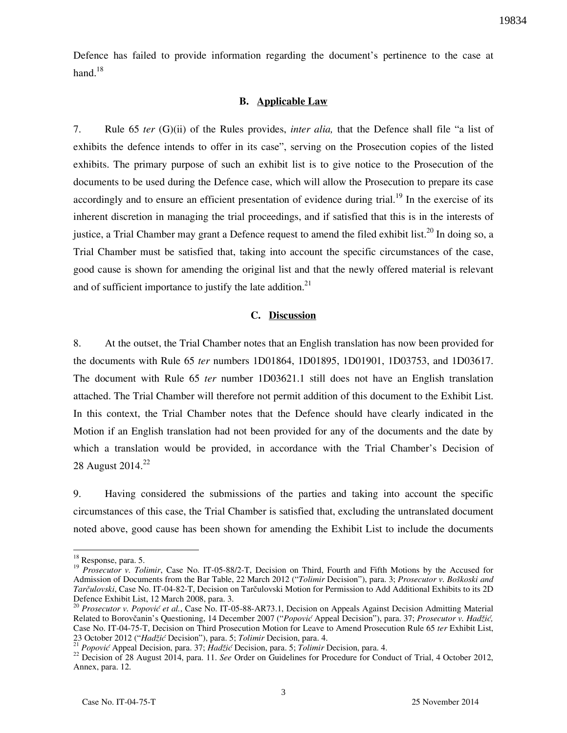Defence has failed to provide information regarding the document's pertinence to the case at hand.[18]

### B. Applicable Law

7. Rule 65 *ter* (G)(ii) of the Rules provides, *inter alia,* that the Defence shall file "a list of exhibits the defence intends to offer in its case", serving on the Prosecution copies of the listed exhibits. The primary purpose of such an exhibit list is to give notice to the Prosecution of the documents to be used during the Defence case, which will allow the Prosecution to prepare its case accordingly and to ensure an efficient presentation of evidence during trial.[19] In the exercise of its inherent discretion in managing the trial proceedings, and if satisfied that this is in the interests of justice, a Trial Chamber may grant a Defence request to amend the filed exhibit list.[20] In doing so, a Trial Chamber must be satisfied that, taking into account the specific circumstances of the case, good cause is shown for amending the original list and that the newly offered material is relevant and of sufficient importance to justify the late addition.[21]

### C. Discussion

8. At the outset, the Trial Chamber notes that an English translation has now been provided for the documents with Rule 65 *ter* numbers 1D01864, 1D01895, 1D01901, 1D03753, and 1D03617. The document with Rule 65 *ter* number 1D03621.1 still does not have an English translation attached. The Trial Chamber will therefore not permit addition of this document to the Exhibit List. In this context, the Trial Chamber notes that the Defence should have clearly indicated in the Motion if an English translation had not been provided for any of the documents and the date by which a translation would be provided, in accordance with the Trial Chamber's Decision of 28 August 2014.[22]

9. Having considered the submissions of the parties and taking into account the specific circumstances of this case, the Trial Chamber is satisfied that, excluding the untranslated document noted above, good cause has been shown for amending the Exhibit List to include the documents

---

[18] Response, para. 5.

[19] *Prosecutor v. Tolimir*, Case No. IT-05-88/2-T, Decision on Third, Fourth and Fifth Motions by the Accused for Admission of Documents from the Bar Table, 22 March 2012 ("*Tolimir* Decision"), para. 3; *Prosecutor v. Boškoski and Tarčulovski*, Case No. IT-04-82-T, Decision on Tarčulovski Motion for Permission to Add Additional Exhibits to its 2D Defence Exhibit List, 12 March 2008, para. 3.

[20] *Prosecutor v. Popović et al.*, Case No. IT-05-88-AR73.1, Decision on Appeals Against Decision Admitting Material Related to Borovčanin's Questioning, 14 December 2007 ("*Popović* Appeal Decision"), para. 37; *Prosecutor v. Hadžić,* Case No. IT-04-75-T, Decision on Third Prosecution Motion for Leave to Amend Prosecution Rule 65 *ter* Exhibit List, 23 October 2012 ("*Hadžić* Decision"), para. 5; *Tolimir* Decision, para. 4.

[21] *Popović* Appeal Decision, para. 37; *Hadžić* Decision, para. 5; *Tolimir* Decision, para. 4.

[22] Decision of 28 August 2014, para. 11. *See* Order on Guidelines for Procedure for Conduct of Trial, 4 October 2012, Annex, para. 12.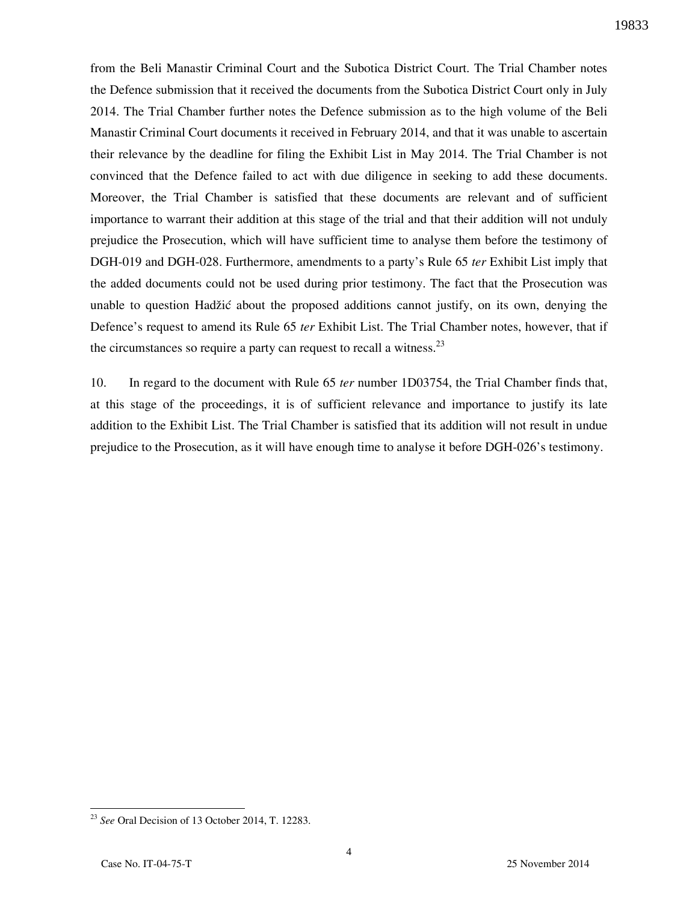from the Beli Manastir Criminal Court and the Subotica District Court. The Trial Chamber notes the Defence submission that it received the documents from the Subotica District Court only in July 2014. The Trial Chamber further notes the Defence submission as to the high volume of the Beli Manastir Criminal Court documents it received in February 2014, and that it was unable to ascertain their relevance by the deadline for filing the Exhibit List in May 2014. The Trial Chamber is not convinced that the Defence failed to act with due diligence in seeking to add these documents. Moreover, the Trial Chamber is satisfied that these documents are relevant and of sufficient importance to warrant their addition at this stage of the trial and that their addition will not unduly prejudice the Prosecution, which will have sufficient time to analyse them before the testimony of DGH-019 and DGH-028. Furthermore, amendments to a party's Rule 65 *ter* Exhibit List imply that the added documents could not be used during prior testimony. The fact that the Prosecution was unable to question Hadžić about the proposed additions cannot justify, on its own, denying the Defence's request to amend its Rule 65 *ter* Exhibit List. The Trial Chamber notes, however, that if the circumstances so require a party can request to recall a witness.[23]

10. In regard to the document with Rule 65 *ter* number 1D03754, the Trial Chamber finds that, at this stage of the proceedings, it is of sufficient relevance and importance to justify its late addition to the Exhibit List. The Trial Chamber is satisfied that its addition will not result in undue prejudice to the Prosecution, as it will have enough time to analyse it before DGH-026's testimony.

---

[23] *See* Oral Decision of 13 October 2014, T. 12283.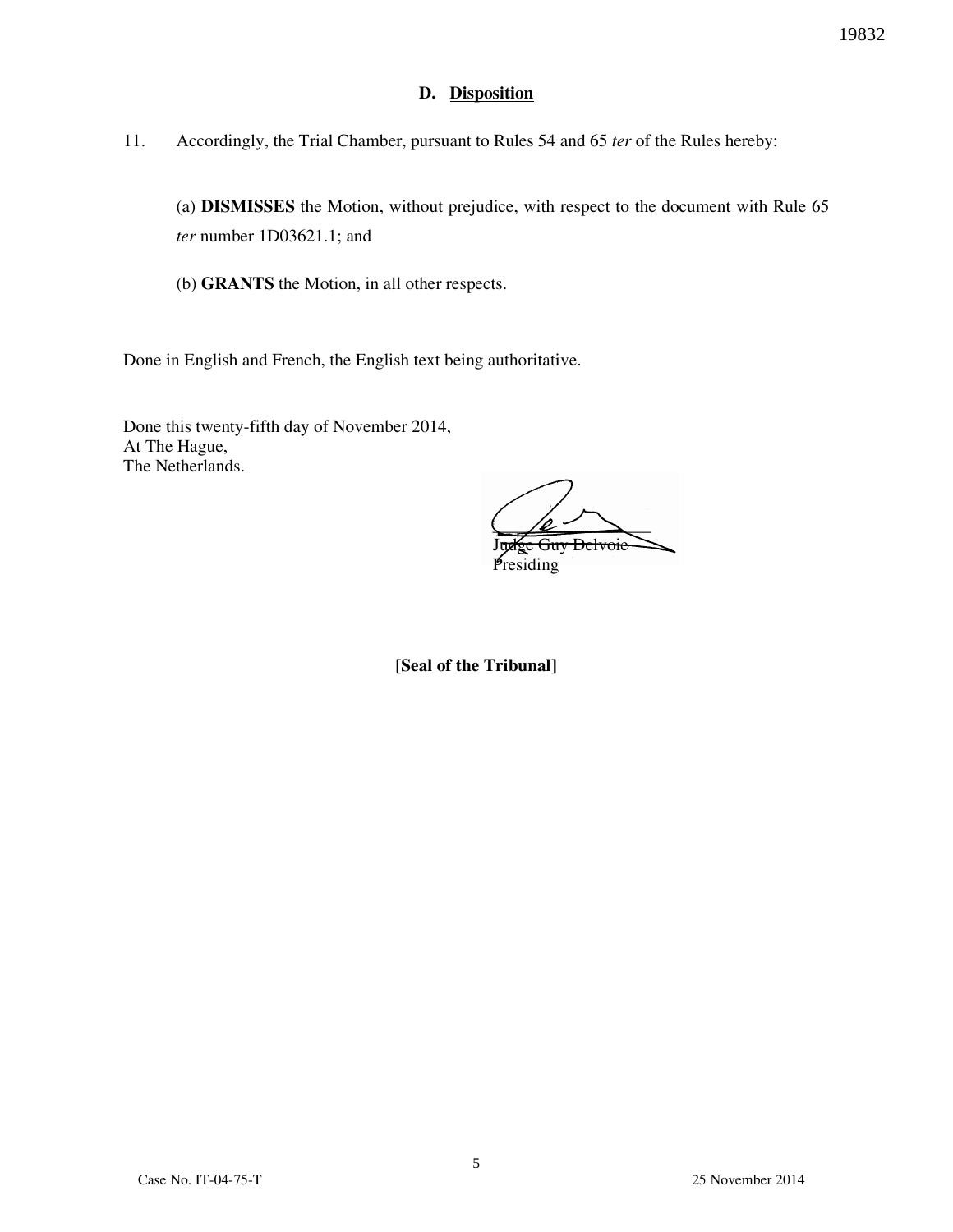## D. Disposition

11. Accordingly, the Trial Chamber, pursuant to Rules 54 and 65 *ter* of the Rules hereby:

(a) **DISMISSES** the Motion, without prejudice, with respect to the document with Rule 65 *ter* number 1D03621.1; and

(b) **GRANTS** the Motion, in all other respects.

Done in English and French, the English text being authoritative.

Done this twenty-fifth day of November 2014,
At The Hague,
The Netherlands.

Judge Guy Delvoie
Presiding

**[Seal of the Tribunal]**